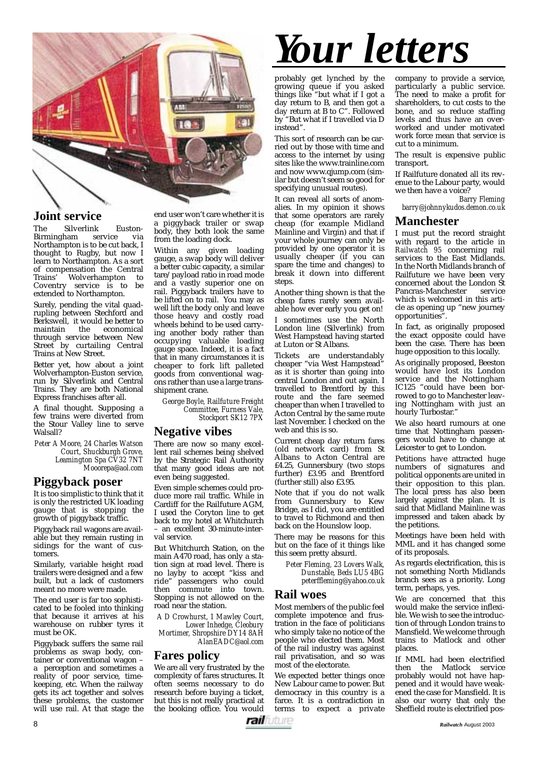# Your letters

## Joint service

The Silverlink Euston-Birmingham service via Northampton is to be cut back, I thought to Rugby, but now I learn to Northampton. As a sort of compensation the Central Trains' Wolverhampton to Coventry service is to be extended to Northampton.

Surely, pending the vital quadrupling between Stechford and Berkswell, it would be better to maintain the economical through service between New Street by curtailing Central Trains at New Street.

Better yet, how about a joint Wolverhampton-Euston service, run by Silverlink and Central Trains. They are both National Express franchises after all.

A final thought. Supposing a few trains were diverted from the Stour Valley line to serve Walsall?

*Peter A Moore, 24 Charles Watson Court, Shuckburgh Grove, Leamington Spa CV32 7NT Mooorepa@aol.com*

## Piggyback poser

It is too simplistic to think that it is only the restricted UK loading gauge that is stopping the growth of piggyback traffic.

Piggyback rail wagons are available but they remain rusting in sidings for the want of customers.

Similarly, variable height road trailers were designed and a few built, but a lack of customers meant no more were made.

The end user is far too sophisticated to be fooled into thinking that because it arrives at his warehouse on rubber tyres it must be OK.

Piggyback suffers the same rail problems as swap body, container or conventional wagon – a perception and sometimes a reality of poor service, timekeeping, etc. When the railway gets its act together and solves these problems, the customer will use rail. At that stage the end user won't care whether it is a piggyback trailer or swap body, they both look the same from the loading dock.

Within any given loading gauge, a swap body will deliver a better cubic capacity, a similar tare/payload ratio in road mode and a vastly superior one on rail. Piggyback trailers have to be lifted on to rail. You may as well lift the body only and leave those heavy and costly road wheels behind to be used carrying another body rather than occupying valuable loading gauge space. Indeed, it is a fact that in many circumstances it is cheaper to fork lift palleted goods from conventional wagons rather than use a large transhipment crane.

*George Boyle, Railfuture Freight Committee, Furness Vale, Stockport SK12 7PX*

## Negative vibes

There are now so many excellent rail schemes being shelved by the Strategic Rail Authority that many good ideas are not even being suggested.

Even simple schemes could produce more rail traffic. While in Cardiff for the Railfuture AGM, I used the Coryton line to get back to my hotel at Whitchurch – an excellent 30-minute-interval service.

But Whitchurch Station, on the main A470 road, has only a station sign at road level. There is no layby to accept "kiss and ride" passengers who could then commute into town. Stopping is not allowed on the road near the station.

*A D Crowhurst, 1 Mawley Court, Lower Inhedge, Cleobury Mortimer, Shropshire DY14 8AH AlanEADC@aol.com*

## Fares policy

We are all very frustrated by the complexity of fares structures. It often seems necessary to do research before buying a ticket, but this is not really practical at the booking office. You would probably get lynched by the growing queue if you asked things like "but what if I got a day return to B, and then got a day return at B to C". Followed by "But what if I travelled via D instead".

This sort of research can be carried out by those with time and access to the internet by using sites like the www.trainline.com and now www.qjump.com (similar but doesn't seem so good for specifying unusual routes).

It can reveal all sorts of anomalies. In my opinion it shows that some operators are rarely cheap (for example Midland Mainline and Virgin) and that if your whole journey can only be provided by one operator it is usually cheaper (if you can spare the time and changes) to break it down into different steps.

Another thing shown is that the cheap fares rarely seem available how ever early you get on!

I sometimes use the North London line (Silverlink) from West Hampstead having started at Luton or St Albans.

Tickets are understandably cheaper "via West Hampstead" as it is shorter than going into central London and out again. I travelled to Brentford by this route and the fare seemed cheaper than when I travelled to Acton Central by the same route last November. I checked on the web and this is so.

Current cheap day return fares (old network card) from St Albans to Acton Central are £4.25, Gunnersbury (two stops further) £3.95 and Brentford (further still) also £3.95.

Note that if you do not walk from Gunnersbury to Kew Bridge, as I did, you are entitled to travel to Richmond and then back on the Hounslow loop.

There may be reasons for this but on the face of it things like this seem pretty absurd.

*Peter Fleming, 23 Lovers Walk, Dunstable, Beds LU5 4BG peterffleming@yahoo.co.uk*

## Rail woes

Most members of the public feel complete impotence and frustration in the face of politicians who simply take no notice of the people who elected them. Most of the rail industry was against rail privatisation, and so was most of the electorate.

We expected better things once New Labour came to power. But democracy in this country is a farce. It is a contradiction in terms to expect a private company to provide a service, particularly a public service. The need to make a profit for shareholders, to cut costs to the bone, and so reduce staffing levels and thus have an overworked and under motivated work force mean that service is cut to a minimum.

The result is expensive public transport.

If Railfuture donated all its revenue to the Labour party, would we then have a voice?

*Barry Fleming barry@johnnykudos.demon.co.uk*

## Manchester

I must put the record straight with regard to the article in *Railwatch 95* concerning rail services to the East Midlands. In the North Midlands branch of Railfuture we have been very concerned about the London St Pancras-Manchester service which is welcomed in this article as opening up "new journey opportunities".

In fact, as originally proposed the exact opposite could have been the case. There has been huge opposition to this locally.

As originally proposed, Beeston would have lost its London service and the Nottingham IC125 "could have been borrowed to go to Manchester leaving Nottingham with just an hourly Turbostar."

We also heard rumours at one time that Nottingham passengers would have to change at Leicester to get to London.

Petitions have attracted huge numbers of signatures and political opponents are united in their opposition to this plan. The local press has also been largely against the plan. It is said that Midland Mainline was impressed and taken aback by the petitions.

Meetings have been held with MML and it has changed some of its proposals.

As regards electrification, this is not something North Midlands branch sees as a priority. Long term, perhaps, yes.

We are concerned that this would make the service inflexible. We wish to see the introduction of through London trains to Mansfield. We welcome through trains to Matlock and other places.

If MML had been electrified then the Matlock service probably would not have happened and it would have weakened the case for Mansfield. It is also our worry that only the Sheffield route is electrified pos-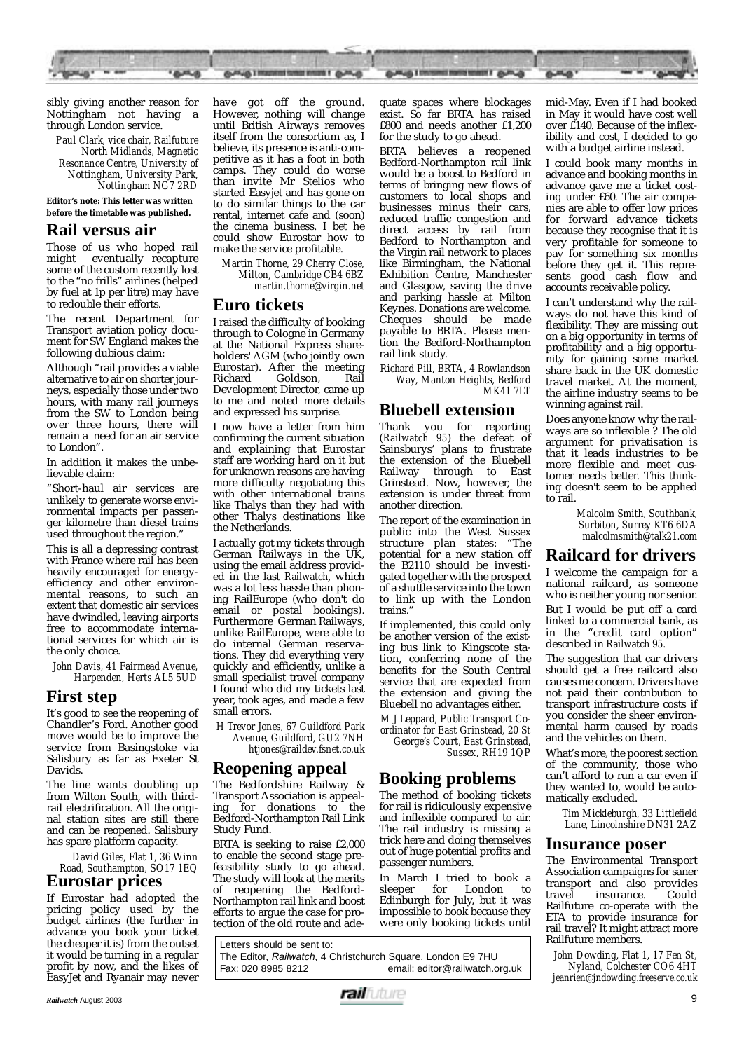sibly giving another reason for Nottingham not having a through London service.

*Paul Clark, vice chair, Railfuture North Midlands, Magnetic Resonance Centre, University of Nottingham, University Park, Nottingham NG7 2RD*

**Editor's note: This letter was written before the timetable was published.**

## Rail versus air

Those of us who hoped rail might eventually recapture some of the custom recently lost to the "no frills" airlines (helped by fuel at 1p per litre) may have to redouble their efforts.

The recent Department for Transport aviation policy document for SW England makes the following dubious claim:

Although "rail provides a viable alternative to air on shorter journeys, especially those under two hours, with many rail journeys from the SW to London being over three hours, there will remain a need for an air service to London".

In addition it makes the unbelievable claim:

"Short-haul air services are unlikely to generate worse environmental impacts per passenger kilometre than diesel trains used throughout the region."

This is all a depressing contrast with France where rail has been heavily encouraged for energy-efficiency and other environmental reasons, to such an extent that domestic air services have dwindled, leaving airports free to accommodate international services for which air is the only choice.

*John Davis, 41 Fairmead Avenue, Harpenden, Herts AL5 5UD*

## First step

It's good to see the reopening of Chandler's Ford. Another good move would be to improve the service from Basingstoke via Salisbury as far as Exeter St Davids.

The line wants doubling up from Wilton South, with third-rail electrification. All the original station sites are still there and can be reopened. Salisbury has spare platform capacity.

*David Giles, Flat 1, 36 Winn Road, Southampton, SO17 1EQ*

## Eurostar prices

If Eurostar had adopted the pricing policy used by the budget airlines (the further in advance you book your ticket the cheaper it is) from the outset it would be turning in a regular profit by now, and the likes of EasyJet and Ryanair may never have got off the ground. However, nothing will change until British Airways removes itself from the consortium as, I believe, its presence is anti-competitive as it has a foot in both camps. They could do worse than invite Mr Stelios who started Easyjet and has gone on to do similar things to the car rental, internet cafe and (soon) the cinema business. I bet he could show Eurostar how to make the service profitable.

*Martin Thorne, 29 Cherry Close, Milton, Cambridge CB4 6BZ martin.thorne@virgin.net*

## Euro tickets

I raised the difficulty of booking through to Cologne in Germany at the National Express shareholders' AGM (who jointly own Eurostar). After the meeting Richard Goldson, Rail Development Director, came up to me and noted more details and expressed his surprise.

I now have a letter from him confirming the current situation and explaining that Eurostar staff are working hard on it but for unknown reasons are having more difficulty negotiating this with other international trains like Thalys than they had with other Thalys destinations like the Netherlands.

I actually got my tickets through German Railways in the UK, using the email address provided in the last *Railwatch*, which was a lot less hassle than phoning RailEurope (who don't do email or postal bookings). Furthermore German Railways, unlike RailEurope, were able to do internal German reservations. They did everything very quickly and efficiently, unlike a small specialist travel company I found who did my tickets last year, took ages, and made a few small errors.

*H Trevor Jones, 67 Guildford Park Avenue, Guildford, GU2 7NH htjones@raildev.fsnet.co.uk*

## Reopening appeal

The Bedfordshire Railway & Transport Association is appealing for donations to the Bedford-Northampton Rail Link Study Fund.

BRTA is seeking to raise £2,000 to enable the second stage pre-feasibility study to go ahead. The study will look at the merits of reopening the Bedford-Northampton rail link and boost efforts to argue the case for protection of the old route and adequate spaces where blockages exist. So far BRTA has raised £800 and needs another £1,200 for the study to go ahead.

BRTA believes a reopened Bedford-Northampton rail link would be a boost to Bedford in terms of bringing new flows of customers to local shops and businesses minus their cars, reduced traffic congestion and direct access by rail from Bedford to Northampton and the Virgin rail network to places like Birmingham, the National Exhibition Centre, Manchester and Glasgow, saving the drive and parking hassle at Milton Keynes. Donations are welcome. Cheques should be made payable to BRTA. Please mention the Bedford-Northampton rail link study.

*Richard Pill, BRTA, 4 Rowlandson Way, Manton Heights, Bedford MK41 7LT*

## Bluebell extension

Thank you for reporting (*Railwatch 95*) the defeat of Sainsburys' plans to frustrate the extension of the Bluebell Railway through to East Grinstead. Now, however, the extension is under threat from another direction.

The report of the examination in public into the West Sussex structure plan states: "The potential for a new station off the B2110 should be investigated together with the prospect of a shuttle service into the town to link up with the London trains."

If implemented, this could only be another version of the existing bus link to Kingscote station, conferring none of the benefits for the South Central service that are expected from the extension and giving the Bluebell no advantages either.

*M J Leppard, Public Transport Co-ordinator for East Grinstead, 20 St George's Court, East Grinstead, Sussex, RH19 1QP*

## Booking problems

The method of booking tickets for rail is ridiculously expensive and inflexible compared to air. The rail industry is missing a trick here and doing themselves out of huge potential profits and passenger numbers.

In March I tried to book a sleeper for London to Edinburgh for July, but it was impossible to book because they were only booking tickets until mid-May. Even if I had booked in May it would have cost well over £140. Because of the inflexibility and cost, I decided to go with a budget airline instead.

I could book many months in advance and booking months in advance gave me a ticket costing under £60. The air companies are able to offer low prices for forward advance tickets because they recognise that it is very profitable for someone to pay for something six months before they get it. This represents good cash flow and accounts receivable policy.

I can't understand why the railways do not have this kind of flexibility. They are missing out on a big opportunity in terms of profitability and a big opportunity for gaining some market share back in the UK domestic travel market. At the moment, the airline industry seems to be winning against rail.

Does anyone know why the railways are so inflexible ? The old argument for privatisation is that it leads industries to be more flexible and meet customer needs better. This thinking doesn't seem to be applied to rail.

*Malcolm Smith, Southbank, Surbiton, Surrey KT6 6DA malcolmsmith@talk21.com*

## Railcard for drivers

I welcome the campaign for a national railcard, as someone who is neither young nor senior.

But I would be put off a card linked to a commercial bank, as in the "credit card option" described in *Railwatch 95*.

The suggestion that car drivers should get a free railcard also causes me concern. Drivers have not paid their contribution to transport infrastructure costs if you consider the sheer environmental harm caused by roads and the vehicles on them.

What's more, the poorest section of the community, those who can't afford to run a car even if they wanted to, would be automatically excluded.

*Tim Mickleburgh, 33 Littlefield Lane, Lincolnshire DN31 2AZ*

## Insurance poser

The Environmental Transport Association campaigns for saner transport and also provides travel insurance. Could Railfuture co-operate with the ETA to provide insurance for rail travel? It might attract more Railfuture members.

*John Dowding, Flat 1, 17 Fen St, Nyland, Colchester CO6 4HT jeanrien@jndowding.freeserve.co.uk*

Letters should be sent to:
The Editor, *Railwatch*, 4 Christchurch Square, London E9 7HU
Fax: 020 8985 8212 email: editor@railwatch.org.uk